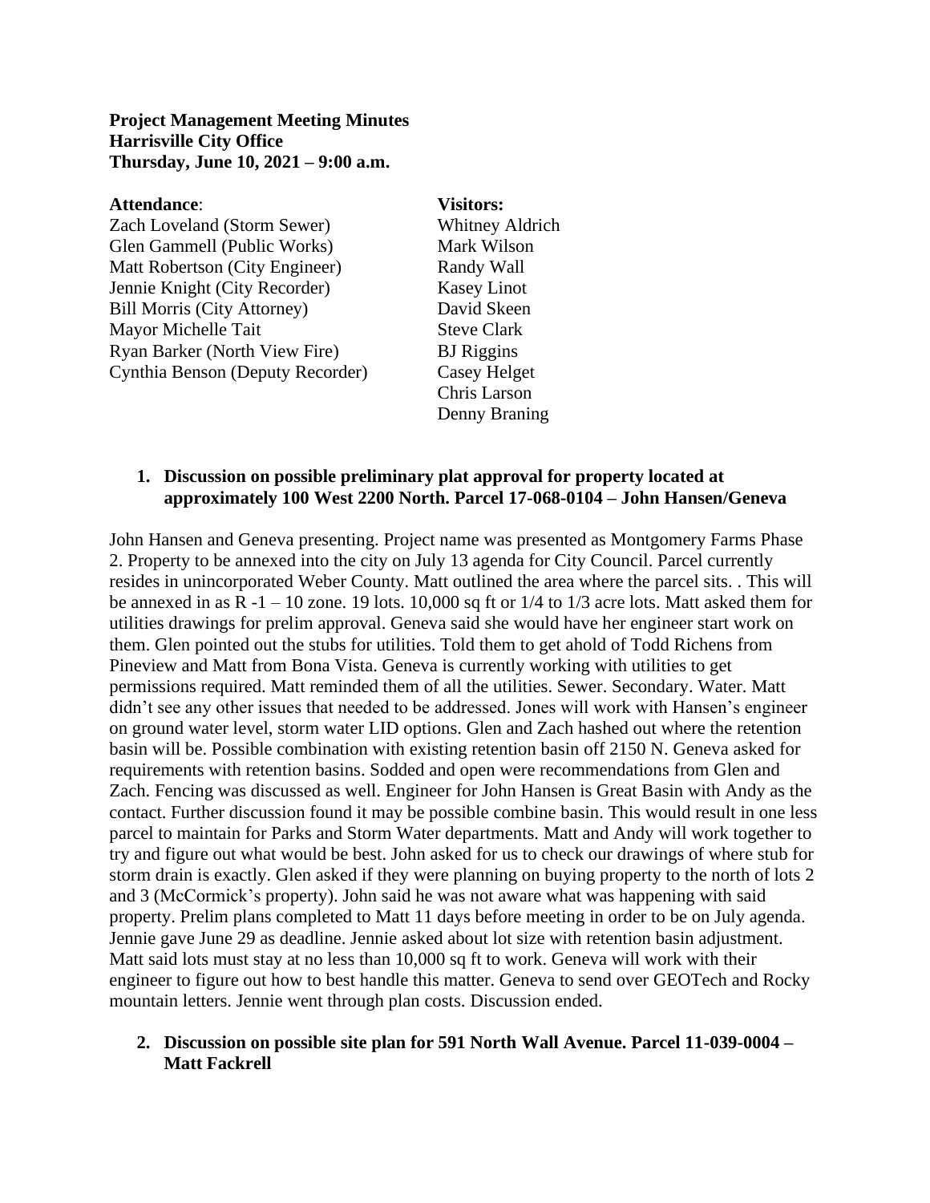**Project Management Meeting Minutes**
**Harrisville City Office**
**Thursday, June 10, 2021 – 9:00 a.m.**

**Attendance**:
Zach Loveland (Storm Sewer)
Glen Gammell (Public Works)
Matt Robertson (City Engineer)
Jennie Knight (City Recorder)
Bill Morris (City Attorney)
Mayor Michelle Tait
Ryan Barker (North View Fire)
Cynthia Benson (Deputy Recorder)

**Visitors:**
Whitney Aldrich
Mark Wilson
Randy Wall
Kasey Linot
David Skeen
Steve Clark
BJ Riggins
Casey Helget
Chris Larson
Denny Braning

1. **Discussion on possible preliminary plat approval for property located at approximately 100 West 2200 North. Parcel 17-068-0104 – John Hansen/Geneva**

John Hansen and Geneva presenting. Project name was presented as Montgomery Farms Phase 2. Property to be annexed into the city on July 13 agenda for City Council. Parcel currently resides in unincorporated Weber County. Matt outlined the area where the parcel sits. . This will be annexed in as R -1 – 10 zone. 19 lots. 10,000 sq ft or 1/4 to 1/3 acre lots. Matt asked them for utilities drawings for prelim approval. Geneva said she would have her engineer start work on them. Glen pointed out the stubs for utilities. Told them to get ahold of Todd Richens from Pineview and Matt from Bona Vista. Geneva is currently working with utilities to get permissions required. Matt reminded them of all the utilities. Sewer. Secondary. Water. Matt didn't see any other issues that needed to be addressed. Jones will work with Hansen's engineer on ground water level, storm water LID options. Glen and Zach hashed out where the retention basin will be. Possible combination with existing retention basin off 2150 N. Geneva asked for requirements with retention basins. Sodded and open were recommendations from Glen and Zach. Fencing was discussed as well. Engineer for John Hansen is Great Basin with Andy as the contact. Further discussion found it may be possible combine basin. This would result in one less parcel to maintain for Parks and Storm Water departments. Matt and Andy will work together to try and figure out what would be best. John asked for us to check our drawings of where stub for storm drain is exactly. Glen asked if they were planning on buying property to the north of lots 2 and 3 (McCormick's property). John said he was not aware what was happening with said property. Prelim plans completed to Matt 11 days before meeting in order to be on July agenda. Jennie gave June 29 as deadline. Jennie asked about lot size with retention basin adjustment. Matt said lots must stay at no less than 10,000 sq ft to work. Geneva will work with their engineer to figure out how to best handle this matter. Geneva to send over GEOTech and Rocky mountain letters. Jennie went through plan costs. Discussion ended.

2. **Discussion on possible site plan for 591 North Wall Avenue. Parcel 11-039-0004 – Matt Fackrell**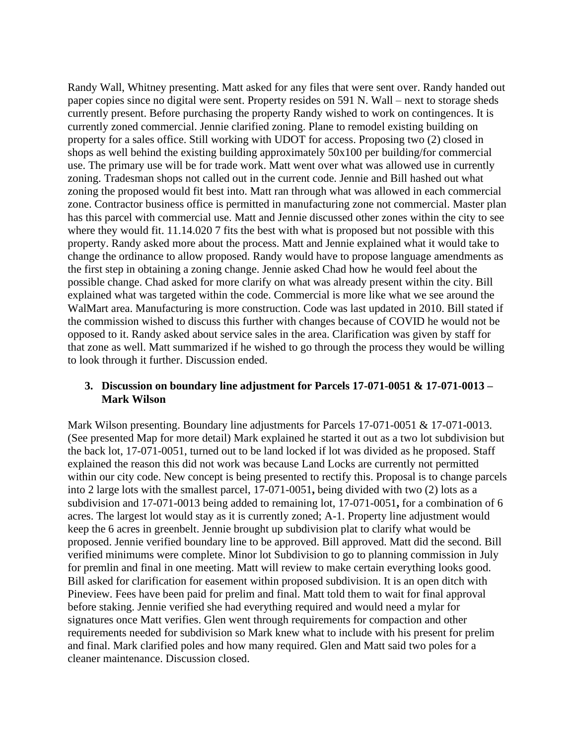Randy Wall, Whitney presenting. Matt asked for any files that were sent over. Randy handed out paper copies since no digital were sent. Property resides on 591 N. Wall – next to storage sheds currently present. Before purchasing the property Randy wished to work on contingences. It is currently zoned commercial. Jennie clarified zoning. Plane to remodel existing building on property for a sales office. Still working with UDOT for access. Proposing two (2) closed in shops as well behind the existing building approximately 50x100 per building/for commercial use. The primary use will be for trade work. Matt went over what was allowed use in currently zoning. Tradesman shops not called out in the current code. Jennie and Bill hashed out what zoning the proposed would fit best into. Matt ran through what was allowed in each commercial zone. Contractor business office is permitted in manufacturing zone not commercial. Master plan has this parcel with commercial use. Matt and Jennie discussed other zones within the city to see where they would fit. 11.14.020 7 fits the best with what is proposed but not possible with this property. Randy asked more about the process. Matt and Jennie explained what it would take to change the ordinance to allow proposed. Randy would have to propose language amendments as the first step in obtaining a zoning change. Jennie asked Chad how he would feel about the possible change. Chad asked for more clarify on what was already present within the city. Bill explained what was targeted within the code. Commercial is more like what we see around the WalMart area. Manufacturing is more construction. Code was last updated in 2010. Bill stated if the commission wished to discuss this further with changes because of COVID he would not be opposed to it. Randy asked about service sales in the area. Clarification was given by staff for that zone as well. Matt summarized if he wished to go through the process they would be willing to look through it further. Discussion ended.

3. **Discussion on boundary line adjustment for Parcels 17-071-0051 & 17-071-0013 – Mark Wilson**

Mark Wilson presenting. Boundary line adjustments for Parcels 17-071-0051 & 17-071-0013. (See presented Map for more detail) Mark explained he started it out as a two lot subdivision but the back lot, 17-071-0051, turned out to be land locked if lot was divided as he proposed. Staff explained the reason this did not work was because Land Locks are currently not permitted within our city code. New concept is being presented to rectify this. Proposal is to change parcels into 2 large lots with the smallest parcel, 17-071-0051**,** being divided with two (2) lots as a subdivision and 17-071-0013 being added to remaining lot, 17-071-0051**,** for a combination of 6 acres. The largest lot would stay as it is currently zoned; A-1. Property line adjustment would keep the 6 acres in greenbelt. Jennie brought up subdivision plat to clarify what would be proposed. Jennie verified boundary line to be approved. Bill approved. Matt did the second. Bill verified minimums were complete. Minor lot Subdivision to go to planning commission in July for premlin and final in one meeting. Matt will review to make certain everything looks good. Bill asked for clarification for easement within proposed subdivision. It is an open ditch with Pineview. Fees have been paid for prelim and final. Matt told them to wait for final approval before staking. Jennie verified she had everything required and would need a mylar for signatures once Matt verifies. Glen went through requirements for compaction and other requirements needed for subdivision so Mark knew what to include with his present for prelim and final. Mark clarified poles and how many required. Glen and Matt said two poles for a cleaner maintenance. Discussion closed.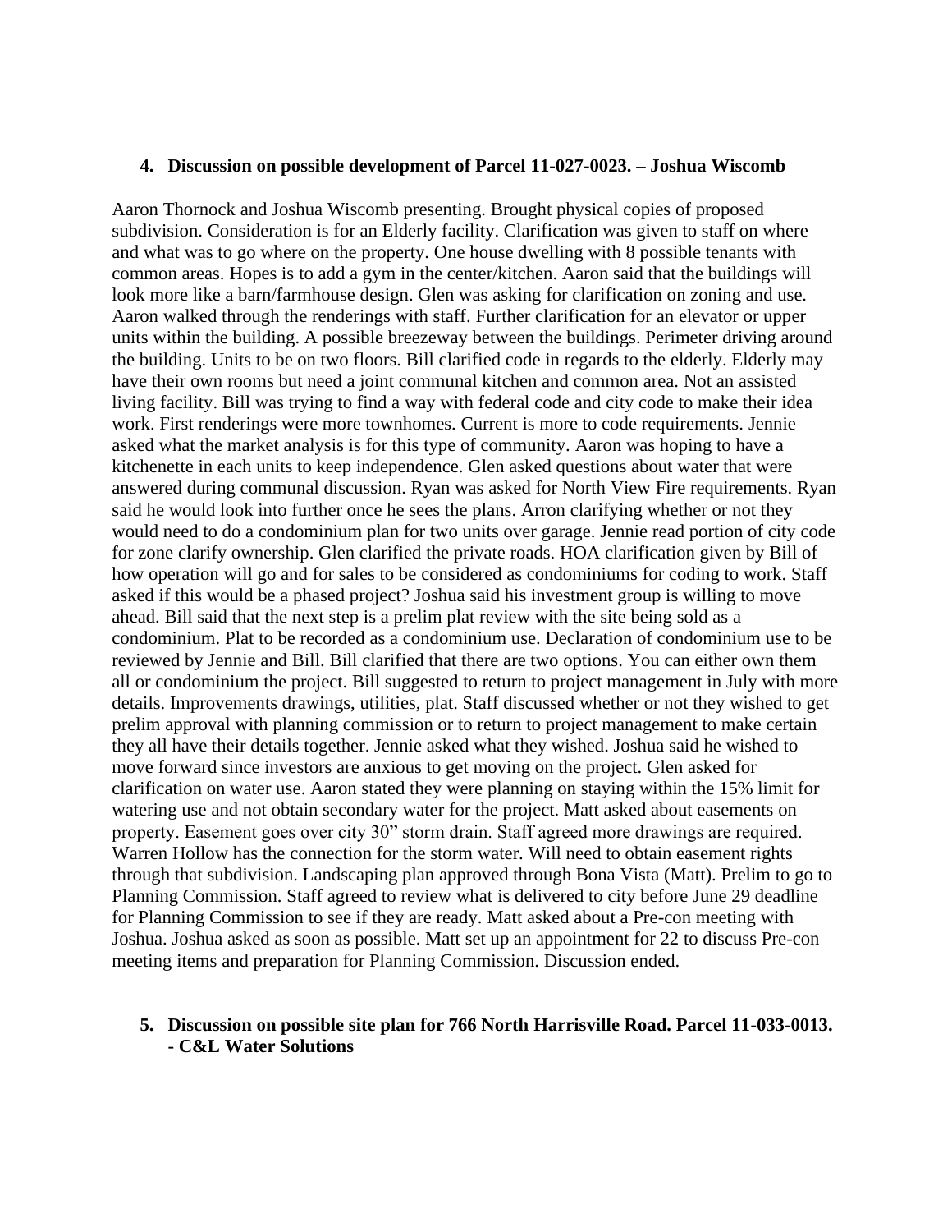4. **Discussion on possible development of Parcel 11-027-0023. – Joshua Wiscomb**

Aaron Thornock and Joshua Wiscomb presenting. Brought physical copies of proposed subdivision. Consideration is for an Elderly facility. Clarification was given to staff on where and what was to go where on the property. One house dwelling with 8 possible tenants with common areas. Hopes is to add a gym in the center/kitchen. Aaron said that the buildings will look more like a barn/farmhouse design. Glen was asking for clarification on zoning and use. Aaron walked through the renderings with staff. Further clarification for an elevator or upper units within the building. A possible breezeway between the buildings. Perimeter driving around the building. Units to be on two floors. Bill clarified code in regards to the elderly. Elderly may have their own rooms but need a joint communal kitchen and common area. Not an assisted living facility. Bill was trying to find a way with federal code and city code to make their idea work. First renderings were more townhomes. Current is more to code requirements. Jennie asked what the market analysis is for this type of community. Aaron was hoping to have a kitchenette in each units to keep independence. Glen asked questions about water that were answered during communal discussion. Ryan was asked for North View Fire requirements. Ryan said he would look into further once he sees the plans. Arron clarifying whether or not they would need to do a condominium plan for two units over garage. Jennie read portion of city code for zone clarify ownership. Glen clarified the private roads. HOA clarification given by Bill of how operation will go and for sales to be considered as condominiums for coding to work. Staff asked if this would be a phased project? Joshua said his investment group is willing to move ahead. Bill said that the next step is a prelim plat review with the site being sold as a condominium. Plat to be recorded as a condominium use. Declaration of condominium use to be reviewed by Jennie and Bill. Bill clarified that there are two options. You can either own them all or condominium the project. Bill suggested to return to project management in July with more details. Improvements drawings, utilities, plat. Staff discussed whether or not they wished to get prelim approval with planning commission or to return to project management to make certain they all have their details together. Jennie asked what they wished. Joshua said he wished to move forward since investors are anxious to get moving on the project. Glen asked for clarification on water use. Aaron stated they were planning on staying within the 15% limit for watering use and not obtain secondary water for the project. Matt asked about easements on property. Easement goes over city 30" storm drain. Staff agreed more drawings are required. Warren Hollow has the connection for the storm water. Will need to obtain easement rights through that subdivision. Landscaping plan approved through Bona Vista (Matt). Prelim to go to Planning Commission. Staff agreed to review what is delivered to city before June 29 deadline for Planning Commission to see if they are ready. Matt asked about a Pre-con meeting with Joshua. Joshua asked as soon as possible. Matt set up an appointment for 22 to discuss Pre-con meeting items and preparation for Planning Commission. Discussion ended.

5. **Discussion on possible site plan for 766 North Harrisville Road. Parcel 11-033-0013. - C&L Water Solutions**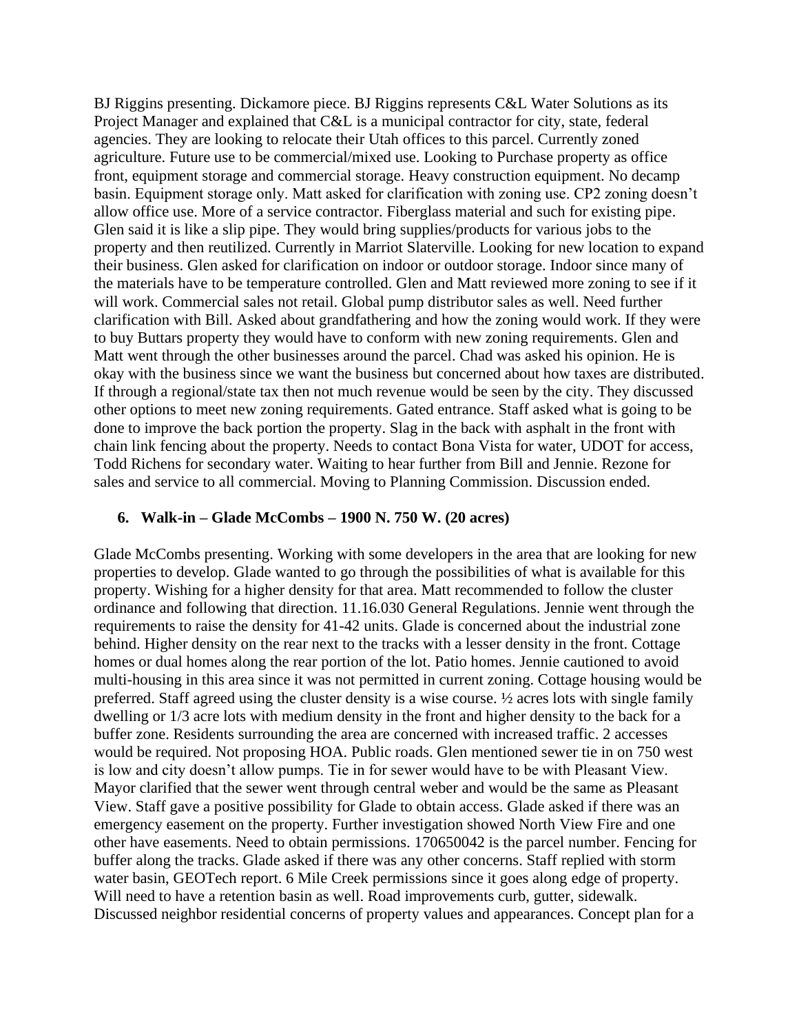BJ Riggins presenting. Dickamore piece. BJ Riggins represents C&L Water Solutions as its Project Manager and explained that C&L is a municipal contractor for city, state, federal agencies. They are looking to relocate their Utah offices to this parcel. Currently zoned agriculture. Future use to be commercial/mixed use. Looking to Purchase property as office front, equipment storage and commercial storage. Heavy construction equipment. No decamp basin. Equipment storage only. Matt asked for clarification with zoning use. CP2 zoning doesn't allow office use. More of a service contractor. Fiberglass material and such for existing pipe. Glen said it is like a slip pipe. They would bring supplies/products for various jobs to the property and then reutilized. Currently in Marriot Slaterville. Looking for new location to expand their business. Glen asked for clarification on indoor or outdoor storage. Indoor since many of the materials have to be temperature controlled. Glen and Matt reviewed more zoning to see if it will work. Commercial sales not retail. Global pump distributor sales as well. Need further clarification with Bill. Asked about grandfathering and how the zoning would work. If they were to buy Buttars property they would have to conform with new zoning requirements. Glen and Matt went through the other businesses around the parcel. Chad was asked his opinion. He is okay with the business since we want the business but concerned about how taxes are distributed. If through a regional/state tax then not much revenue would be seen by the city. They discussed other options to meet new zoning requirements. Gated entrance. Staff asked what is going to be done to improve the back portion the property. Slag in the back with asphalt in the front with chain link fencing about the property. Needs to contact Bona Vista for water, UDOT for access, Todd Richens for secondary water. Waiting to hear further from Bill and Jennie. Rezone for sales and service to all commercial. Moving to Planning Commission. Discussion ended.

### 6. Walk-in – Glade McCombs – 1900 N. 750 W. (20 acres)

Glade McCombs presenting. Working with some developers in the area that are looking for new properties to develop. Glade wanted to go through the possibilities of what is available for this property. Wishing for a higher density for that area. Matt recommended to follow the cluster ordinance and following that direction. 11.16.030 General Regulations. Jennie went through the requirements to raise the density for 41-42 units. Glade is concerned about the industrial zone behind. Higher density on the rear next to the tracks with a lesser density in the front. Cottage homes or dual homes along the rear portion of the lot. Patio homes. Jennie cautioned to avoid multi-housing in this area since it was not permitted in current zoning. Cottage housing would be preferred. Staff agreed using the cluster density is a wise course. ½ acres lots with single family dwelling or 1/3 acre lots with medium density in the front and higher density to the back for a buffer zone. Residents surrounding the area are concerned with increased traffic. 2 accesses would be required. Not proposing HOA. Public roads. Glen mentioned sewer tie in on 750 west is low and city doesn't allow pumps. Tie in for sewer would have to be with Pleasant View. Mayor clarified that the sewer went through central weber and would be the same as Pleasant View. Staff gave a positive possibility for Glade to obtain access. Glade asked if there was an emergency easement on the property. Further investigation showed North View Fire and one other have easements. Need to obtain permissions. 170650042 is the parcel number. Fencing for buffer along the tracks. Glade asked if there was any other concerns. Staff replied with storm water basin, GEOTech report. 6 Mile Creek permissions since it goes along edge of property. Will need to have a retention basin as well. Road improvements curb, gutter, sidewalk. Discussed neighbor residential concerns of property values and appearances. Concept plan for a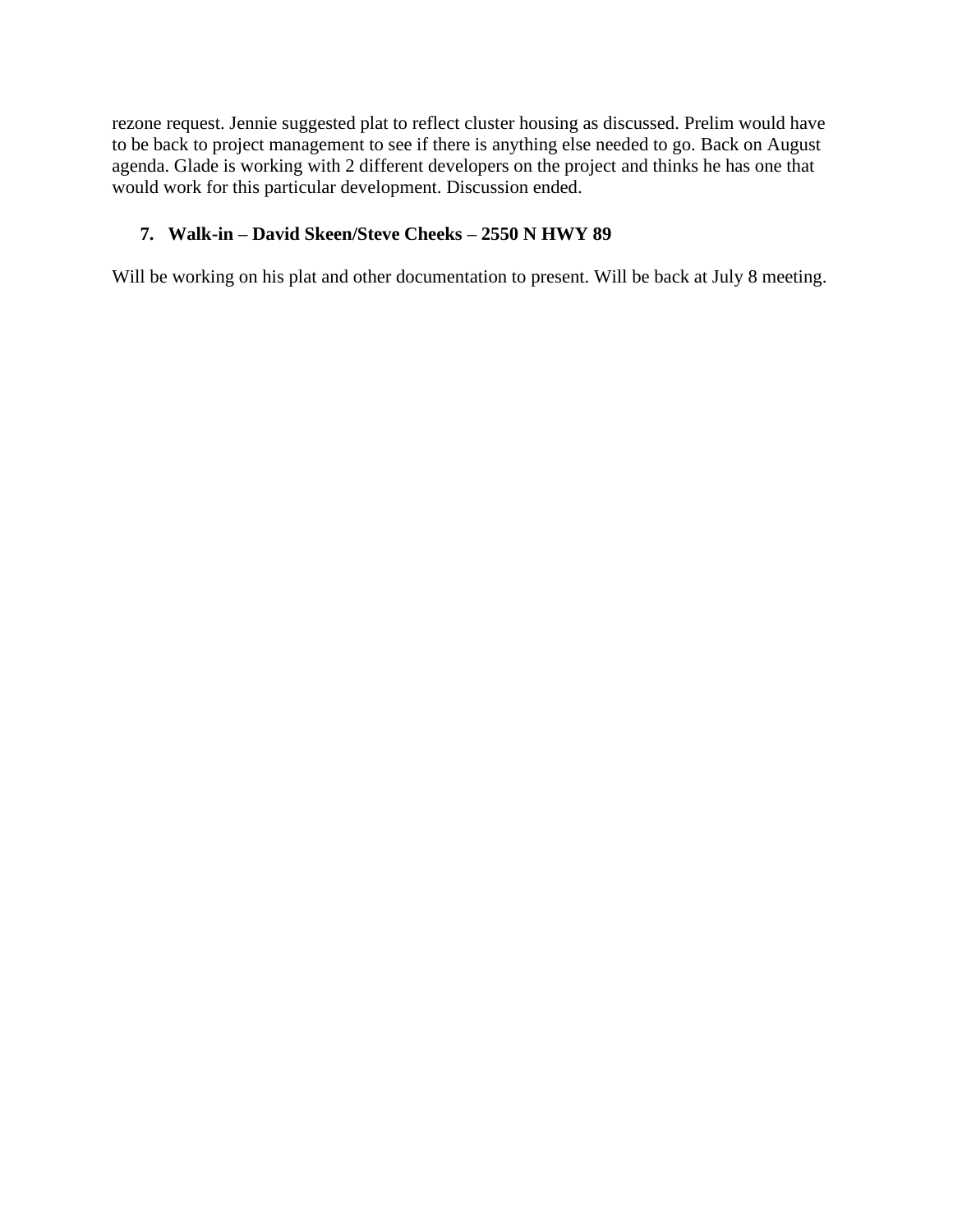rezone request. Jennie suggested plat to reflect cluster housing as discussed. Prelim would have to be back to project management to see if there is anything else needed to go. Back on August agenda. Glade is working with 2 different developers on the project and thinks he has one that would work for this particular development. Discussion ended.

7. **Walk-in – David Skeen/Steve Cheeks – 2550 N HWY 89**

Will be working on his plat and other documentation to present. Will be back at July 8 meeting.